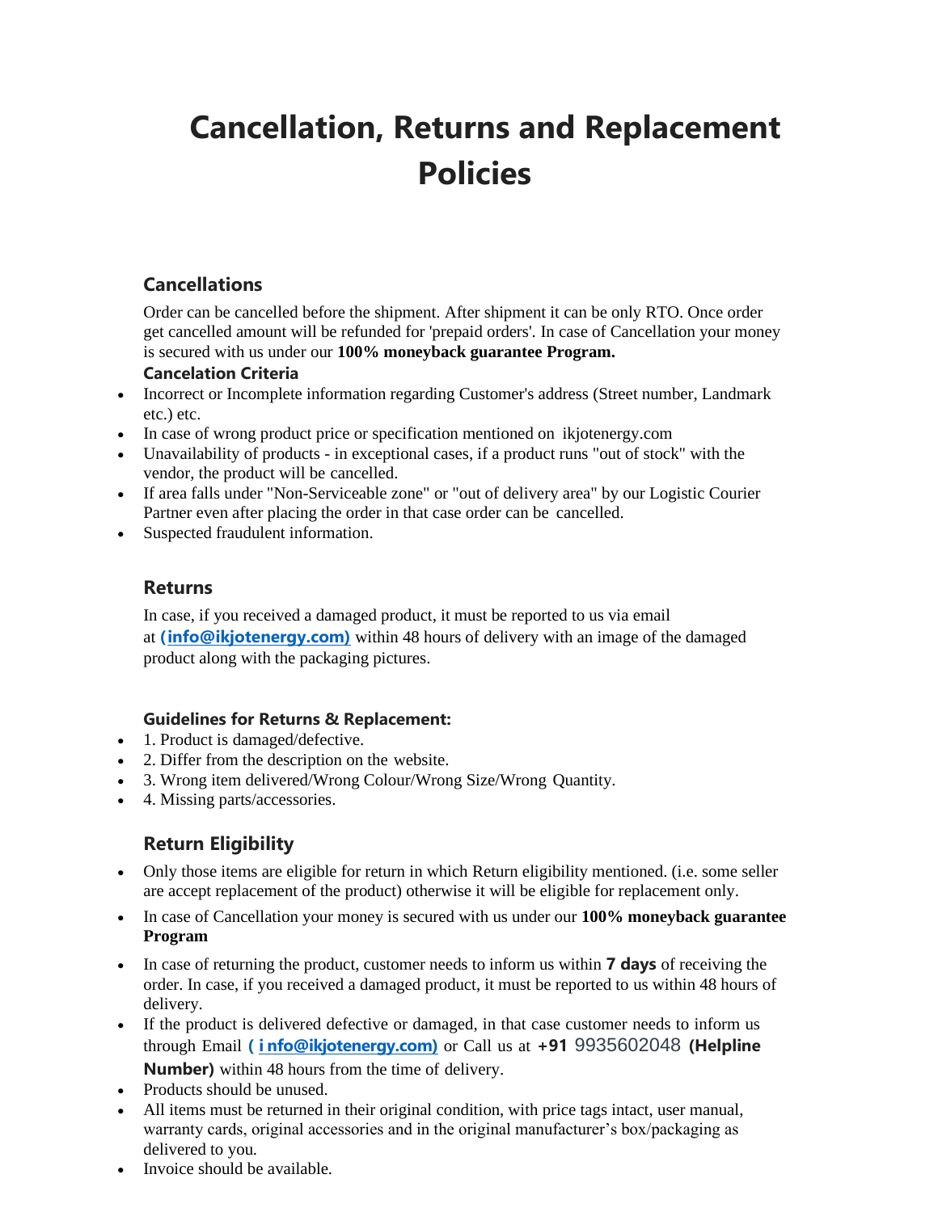# Cancellation, Returns and Replacement Policies

## Cancellations

Order can be cancelled before the shipment. After shipment it can be only RTO. Once order get cancelled amount will be refunded for 'prepaid orders'. In case of Cancellation your money is secured with us under our **100% moneyback guarantee Program.**

**Cancelation Criteria**

- Incorrect or Incomplete information regarding Customer's address (Street number, Landmark etc.) etc.
- In case of wrong product price or specification mentioned on ikjotenergy.com
- Unavailability of products - in exceptional cases, if a product runs "out of stock" with the vendor, the product will be cancelled.
- If area falls under "Non-Serviceable zone" or "out of delivery area" by our Logistic Courier Partner even after placing the order in that case order can be cancelled.
- Suspected fraudulent information.

## Returns

In case, if you received a damaged product, it must be reported to us via email at **(info@ikjotenergy.com)** within 48 hours of delivery with an image of the damaged product along with the packaging pictures.

**Guidelines for Returns & Replacement:**

- 1. Product is damaged/defective.
- 2. Differ from the description on the website.
- 3. Wrong item delivered/Wrong Colour/Wrong Size/Wrong Quantity.
- 4. Missing parts/accessories.

## Return Eligibility

- Only those items are eligible for return in which Return eligibility mentioned. (i.e. some seller are accept replacement of the product) otherwise it will be eligible for replacement only.
- In case of Cancellation your money is secured with us under our **100% moneyback guarantee Program**
- In case of returning the product, customer needs to inform us within **7 days** of receiving the order. In case, if you received a damaged product, it must be reported to us within 48 hours of delivery.
- If the product is delivered defective or damaged, in that case customer needs to inform us through Email **( i nfo@ikjotenergy.com)** or Call us at **+91** 9935602048 **(Helpline Number)** within 48 hours from the time of delivery.
- Products should be unused.
- All items must be returned in their original condition, with price tags intact, user manual, warranty cards, original accessories and in the original manufacturer's box/packaging as delivered to you.
- Invoice should be available.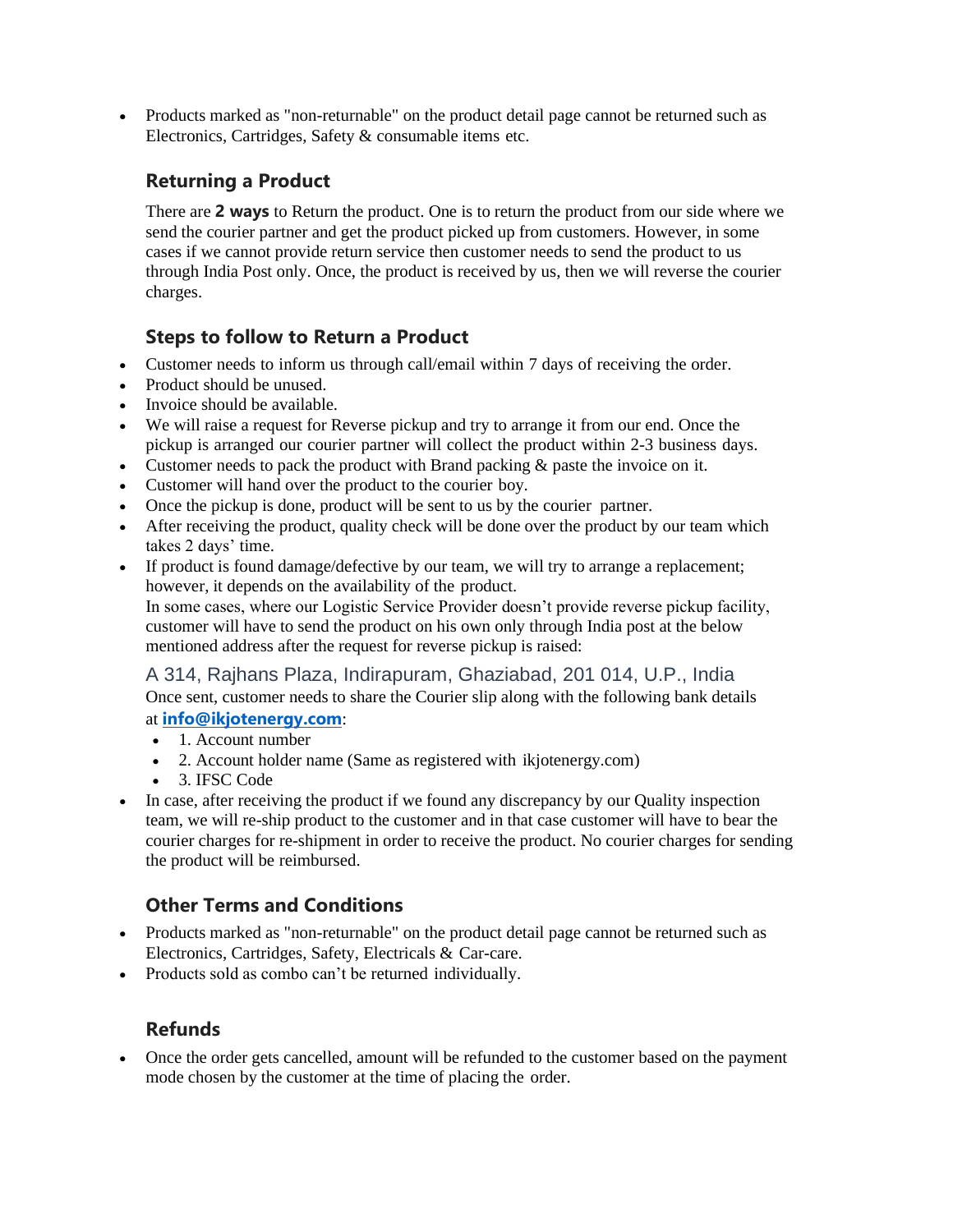- Products marked as "non-returnable" on the product detail page cannot be returned such as Electronics, Cartridges, Safety & consumable items etc.

## Returning a Product

There are **2 ways** to Return the product. One is to return the product from our side where we send the courier partner and get the product picked up from customers. However, in some cases if we cannot provide return service then customer needs to send the product to us through India Post only. Once, the product is received by us, then we will reverse the courier charges.

## Steps to follow to Return a Product

- Customer needs to inform us through call/email within 7 days of receiving the order.
- Product should be unused.
- Invoice should be available.
- We will raise a request for Reverse pickup and try to arrange it from our end. Once the pickup is arranged our courier partner will collect the product within 2-3 business days.
- Customer needs to pack the product with Brand packing & paste the invoice on it.
- Customer will hand over the product to the courier boy.
- Once the pickup is done, product will be sent to us by the courier partner.
- After receiving the product, quality check will be done over the product by our team which takes 2 days' time.
- If product is found damage/defective by our team, we will try to arrange a replacement; however, it depends on the availability of the product.
  In some cases, where our Logistic Service Provider doesn't provide reverse pickup facility, customer will have to send the product on his own only through India post at the below mentioned address after the request for reverse pickup is raised:

  A 314, Rajhans Plaza, Indirapuram, Ghaziabad, 201 014, U.P., India

  Once sent, customer needs to share the Courier slip along with the following bank details at **info@ikjotenergy.com**:
  - 1. Account number
  - 2. Account holder name (Same as registered with ikjotenergy.com)
  - 3. IFSC Code
- In case, after receiving the product if we found any discrepancy by our Quality inspection team, we will re-ship product to the customer and in that case customer will have to bear the courier charges for re-shipment in order to receive the product. No courier charges for sending the product will be reimbursed.

## Other Terms and Conditions

- Products marked as "non-returnable" on the product detail page cannot be returned such as Electronics, Cartridges, Safety, Electricals & Car-care.
- Products sold as combo can't be returned individually.

## Refunds

- Once the order gets cancelled, amount will be refunded to the customer based on the payment mode chosen by the customer at the time of placing the order.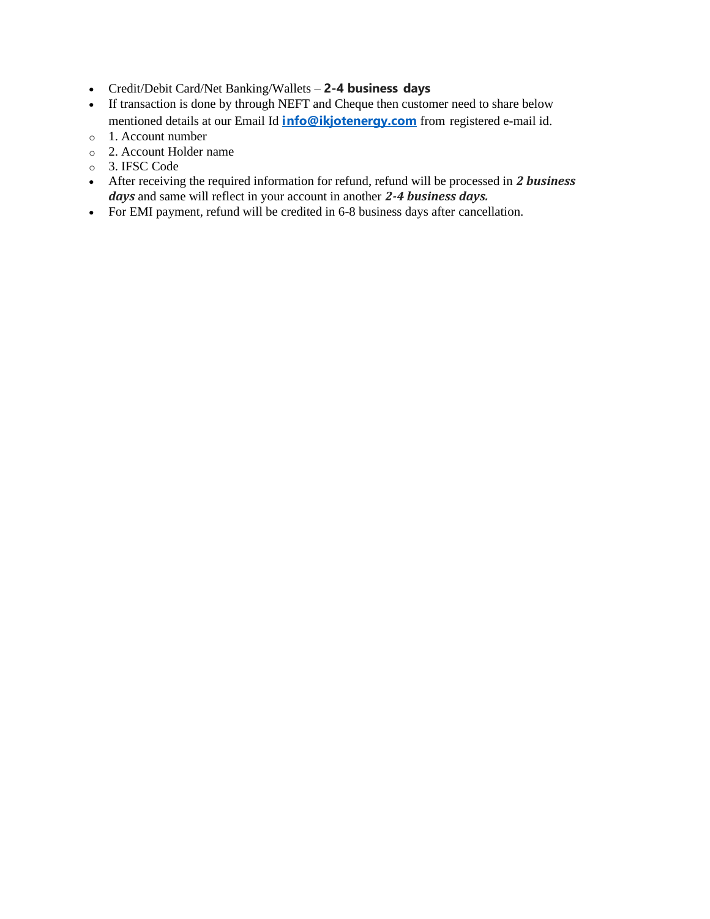- Credit/Debit Card/Net Banking/Wallets – **2-4 business days**
- If transaction is done by through NEFT and Cheque then customer need to share below mentioned details at our Email Id **[info@ikjotenergy.com](mailto:info@ikjotenergy.com)** from registered e-mail id.
    - 1. Account number
    - 2. Account Holder name
    - 3. IFSC Code
- After receiving the required information for refund, refund will be processed in ***2 business days*** and same will reflect in your account in another ***2-4 business days.***
- For EMI payment, refund will be credited in 6-8 business days after cancellation.